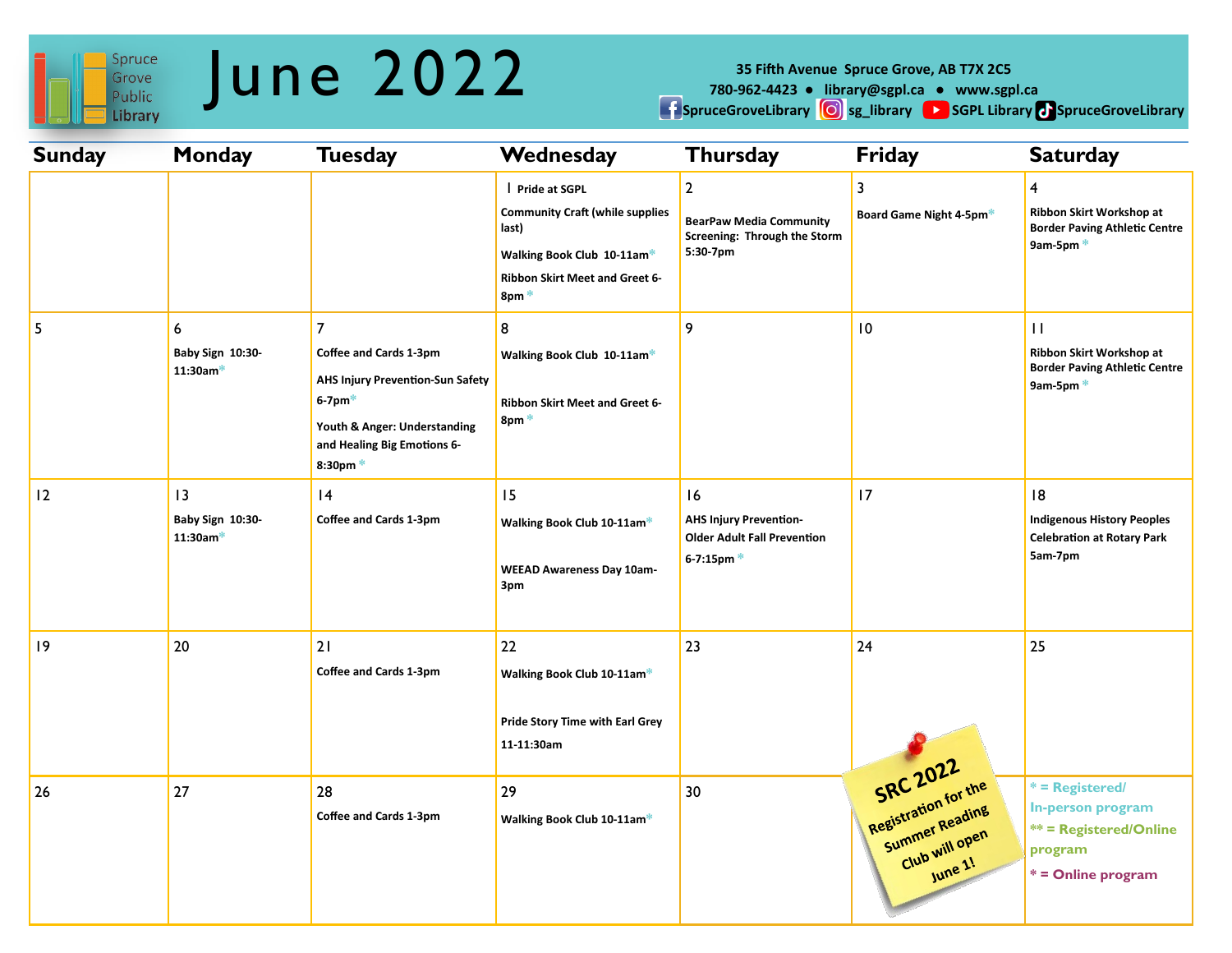Spruce Grove Public Library

# June 2022

35 Fifth Avenue Spruce Grove, AB T7X 2C5
780-962-4423 ● library@sgpl.ca ● www.sgpl.ca
SpruceGroveLibrary | sg_library | SGPL Library | SpruceGroveLibrary

| Sunday | Monday | Tuesday | Wednesday | Thursday | Friday | Saturday |
|---|---|---|---|---|---|---|
| | | | 1 **Pride at SGPL**<br>**Community Craft (while supplies last)**<br>**Walking Book Club 10-11am***<br>**Ribbon Skirt Meet and Greet 6-8pm*** | 2<br>**BearPaw Media Community Screening: Through the Storm 5:30-7pm** | 3<br>**Board Game Night 4-5pm*** | 4<br>**Ribbon Skirt Workshop at Border Paving Athletic Centre 9am-5pm*** |
| 5 | 6<br>**Baby Sign 10:30-11:30am*** | 7<br>**Coffee and Cards 1-3pm**<br>**AHS Injury Prevention-Sun Safety 6-7pm***<br>**Youth & Anger: Understanding and Healing Big Emotions 6-8:30pm*** | 8<br>**Walking Book Club 10-11am***<br>**Ribbon Skirt Meet and Greet 6-8pm*** | 9 | 10 | 11<br>**Ribbon Skirt Workshop at Border Paving Athletic Centre 9am-5pm*** |
| 12 | 13<br>**Baby Sign 10:30-11:30am*** | 14<br>**Coffee and Cards 1-3pm** | 15<br>**Walking Book Club 10-11am***<br>**WEEAD Awareness Day 10am-3pm** | 16<br>**AHS Injury Prevention-Older Adult Fall Prevention 6-7:15pm*** | 17 | 18<br>**Indigenous History Peoples Celebration at Rotary Park 5am-7pm** |
| 19 | 20 | 21<br>**Coffee and Cards 1-3pm** | 22<br>**Walking Book Club 10-11am***<br>**Pride Story Time with Earl Grey 11-11:30am** | 23 | 24 | 25 |
| 26 | 27 | 28<br>**Coffee and Cards 1-3pm** | 29<br>**Walking Book Club 10-11am*** | 30 | **SRC 2022**<br>Registration for the Summer Reading Club will open June 1! | * = Registered/ In-person program<br>** = Registered/Online program<br>* = Online program |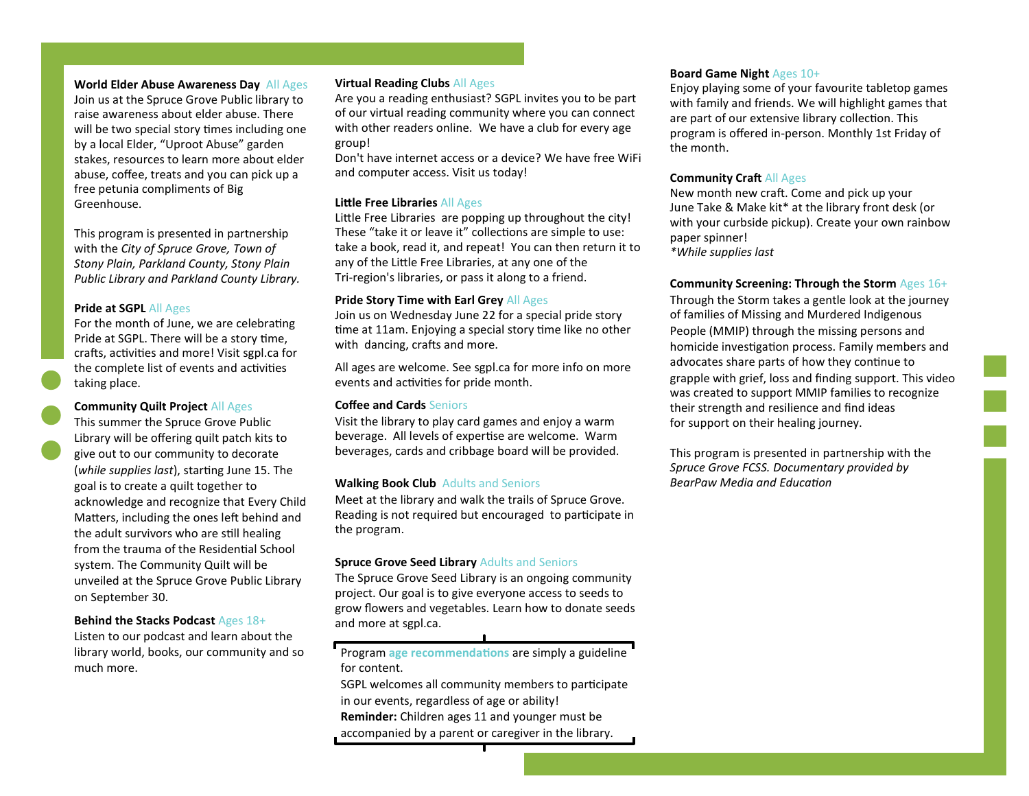**World Elder Abuse Awareness Day** All Ages
Join us at the Spruce Grove Public library to raise awareness about elder abuse. There will be two special story times including one by a local Elder, "Uproot Abuse" garden stakes, resources to learn more about elder abuse, coffee, treats and you can pick up a free petunia compliments of Big Greenhouse.

This program is presented in partnership with the *City of Spruce Grove, Town of Stony Plain, Parkland County, Stony Plain Public Library and Parkland County Library.*

**Pride at SGPL** All Ages
For the month of June, we are celebrating Pride at SGPL. There will be a story time, crafts, activities and more! Visit sgpl.ca for the complete list of events and activities taking place.

**Community Quilt Project** All Ages
This summer the Spruce Grove Public Library will be offering quilt patch kits to give out to our community to decorate (*while supplies last*), starting June 15. The goal is to create a quilt together to acknowledge and recognize that Every Child Matters, including the ones left behind and the adult survivors who are still healing from the trauma of the Residential School system. The Community Quilt will be unveiled at the Spruce Grove Public Library on September 30.

**Behind the Stacks Podcast** Ages 18+
Listen to our podcast and learn about the library world, books, our community and so much more.

**Virtual Reading Clubs** All Ages
Are you a reading enthusiast? SGPL invites you to be part of our virtual reading community where you can connect with other readers online. We have a club for every age group!
Don't have internet access or a device? We have free WiFi and computer access. Visit us today!

**Little Free Libraries** All Ages
Little Free Libraries are popping up throughout the city! These "take it or leave it" collections are simple to use: take a book, read it, and repeat! You can then return it to any of the Little Free Libraries, at any one of the Tri-region's libraries, or pass it along to a friend.

**Pride Story Time with Earl Grey** All Ages
Join us on Wednesday June 22 for a special pride story time at 11am. Enjoying a special story time like no other with dancing, crafts and more.

All ages are welcome. See sgpl.ca for more info on more events and activities for pride month.

**Coffee and Cards** Seniors
Visit the library to play card games and enjoy a warm beverage. All levels of expertise are welcome. Warm beverages, cards and cribbage board will be provided.

**Walking Book Club** Adults and Seniors
Meet at the library and walk the trails of Spruce Grove. Reading is not required but encouraged to participate in the program.

**Spruce Grove Seed Library** Adults and Seniors
The Spruce Grove Seed Library is an ongoing community project. Our goal is to give everyone access to seeds to grow flowers and vegetables. Learn how to donate seeds and more at sgpl.ca.

Program **age recommendations** are simply a guideline for content.
SGPL welcomes all community members to participate in our events, regardless of age or ability!
**Reminder:** Children ages 11 and younger must be accompanied by a parent or caregiver in the library.

**Board Game Night** Ages 10+
Enjoy playing some of your favourite tabletop games with family and friends. We will highlight games that are part of our extensive library collection. This program is offered in-person. Monthly 1st Friday of the month.

**Community Craft** All Ages
New month new craft. Come and pick up your June Take & Make kit* at the library front desk (or with your curbside pickup). Create your own rainbow paper spinner!
*\*While supplies last*

**Community Screening: Through the Storm** Ages 16+
Through the Storm takes a gentle look at the journey of families of Missing and Murdered Indigenous People (MMIP) through the missing persons and homicide investigation process. Family members and advocates share parts of how they continue to grapple with grief, loss and finding support. This video was created to support MMIP families to recognize their strength and resilience and find ideas for support on their healing journey.

This program is presented in partnership with the *Spruce Grove FCSS. Documentary provided by BearPaw Media and Education*